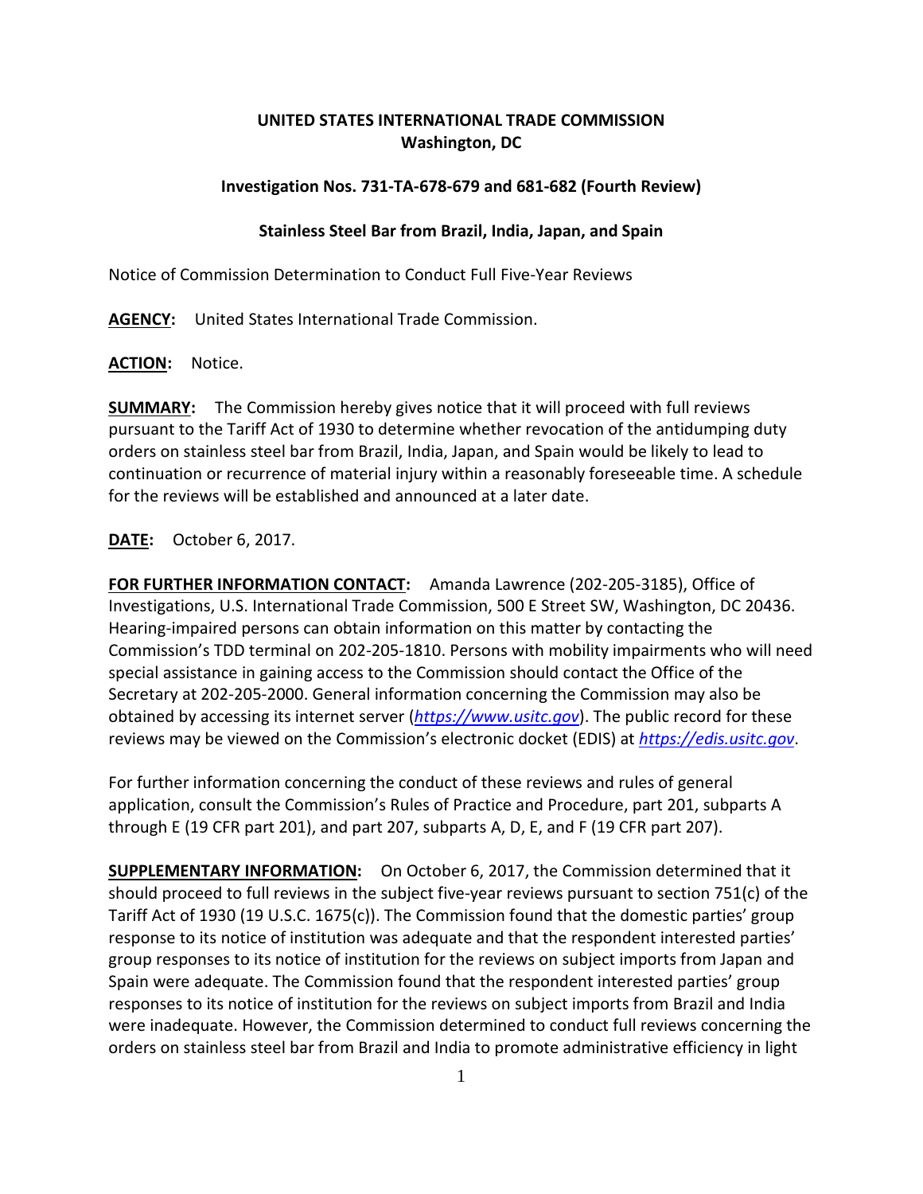**UNITED STATES INTERNATIONAL TRADE COMMISSION**
**Washington, DC**

**Investigation Nos. 731-TA-678-679 and 681-682 (Fourth Review)**

**Stainless Steel Bar from Brazil, India, Japan, and Spain**

Notice of Commission Determination to Conduct Full Five-Year Reviews

**AGENCY:** United States International Trade Commission.

**ACTION:** Notice.

**SUMMARY:** The Commission hereby gives notice that it will proceed with full reviews pursuant to the Tariff Act of 1930 to determine whether revocation of the antidumping duty orders on stainless steel bar from Brazil, India, Japan, and Spain would be likely to lead to continuation or recurrence of material injury within a reasonably foreseeable time. A schedule for the reviews will be established and announced at a later date.

**DATE:** October 6, 2017.

**FOR FURTHER INFORMATION CONTACT:** Amanda Lawrence (202-205-3185), Office of Investigations, U.S. International Trade Commission, 500 E Street SW, Washington, DC 20436. Hearing-impaired persons can obtain information on this matter by contacting the Commission's TDD terminal on 202-205-1810. Persons with mobility impairments who will need special assistance in gaining access to the Commission should contact the Office of the Secretary at 202-205-2000. General information concerning the Commission may also be obtained by accessing its internet server (*https://www.usitc.gov*). The public record for these reviews may be viewed on the Commission's electronic docket (EDIS) at *https://edis.usitc.gov*.

For further information concerning the conduct of these reviews and rules of general application, consult the Commission's Rules of Practice and Procedure, part 201, subparts A through E (19 CFR part 201), and part 207, subparts A, D, E, and F (19 CFR part 207).

**SUPPLEMENTARY INFORMATION:** On October 6, 2017, the Commission determined that it should proceed to full reviews in the subject five-year reviews pursuant to section 751(c) of the Tariff Act of 1930 (19 U.S.C. 1675(c)). The Commission found that the domestic parties' group response to its notice of institution was adequate and that the respondent interested parties' group responses to its notice of institution for the reviews on subject imports from Japan and Spain were adequate. The Commission found that the respondent interested parties' group responses to its notice of institution for the reviews on subject imports from Brazil and India were inadequate. However, the Commission determined to conduct full reviews concerning the orders on stainless steel bar from Brazil and India to promote administrative efficiency in light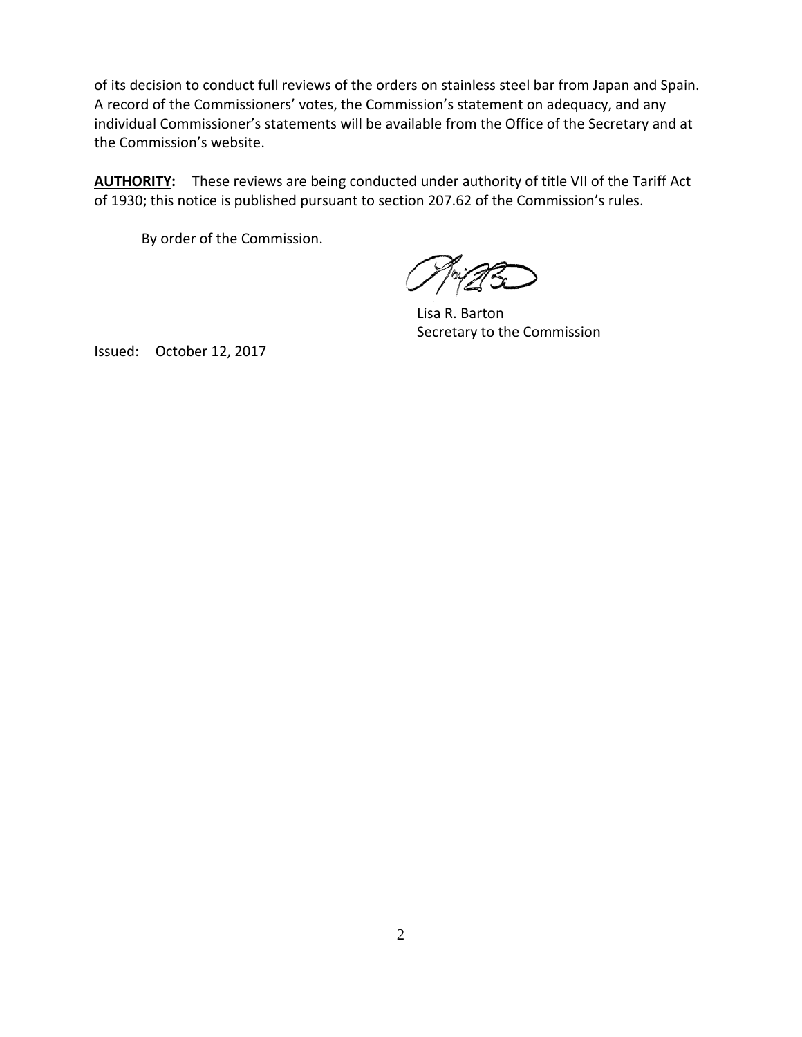of its decision to conduct full reviews of the orders on stainless steel bar from Japan and Spain. A record of the Commissioners' votes, the Commission's statement on adequacy, and any individual Commissioner's statements will be available from the Office of the Secretary and at the Commission's website.

**AUTHORITY:** These reviews are being conducted under authority of title VII of the Tariff Act of 1930; this notice is published pursuant to section 207.62 of the Commission's rules.

By order of the Commission.

Lisa R. Barton
Secretary to the Commission

Issued: October 12, 2017